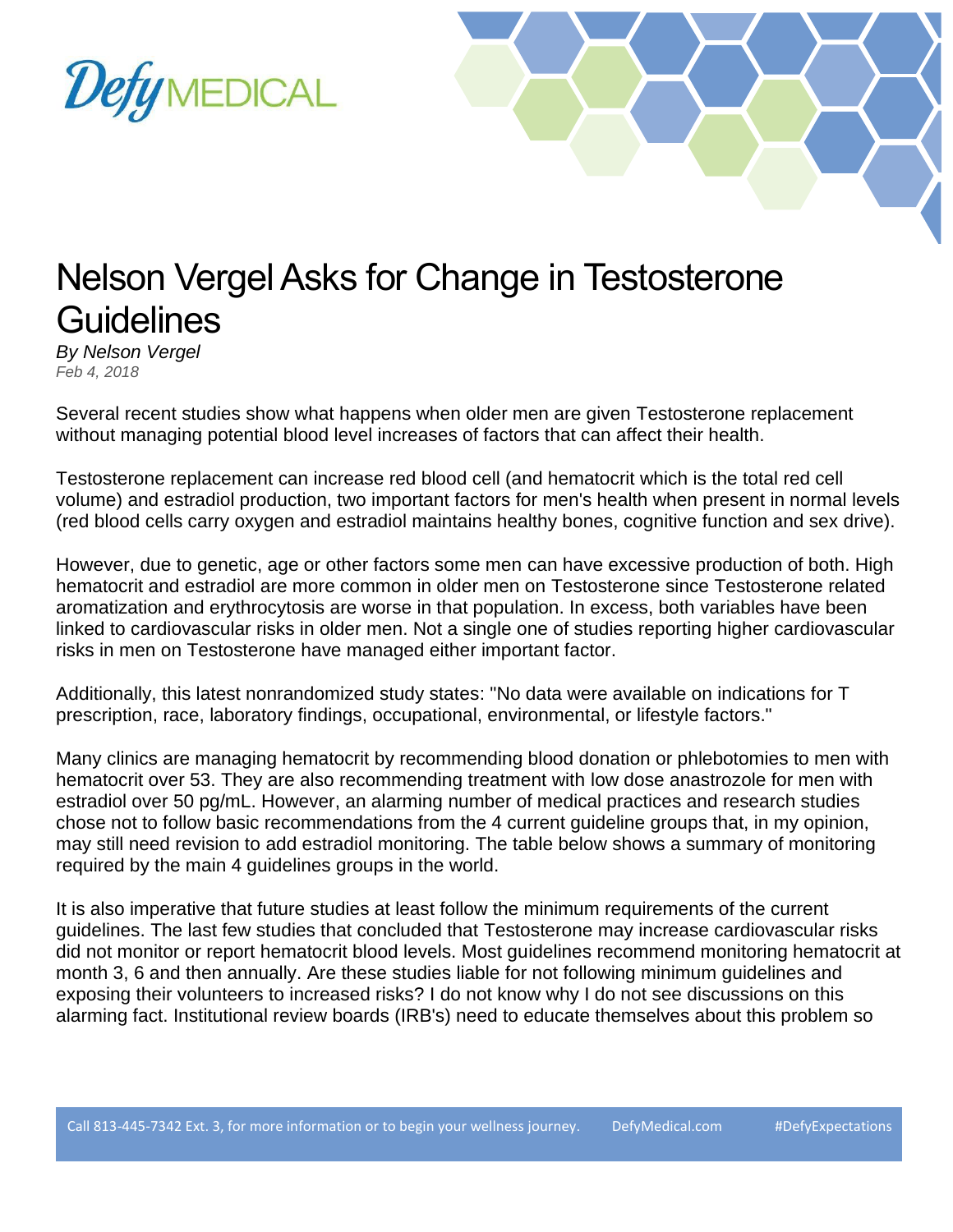# Nelson Vergel Asks for Change in Testosterone Guidelines

*By Nelson Vergel*
*Feb 4, 2018*

Several recent studies show what happens when older men are given Testosterone replacement without managing potential blood level increases of factors that can affect their health.

Testosterone replacement can increase red blood cell (and hematocrit which is the total red cell volume) and estradiol production, two important factors for men's health when present in normal levels (red blood cells carry oxygen and estradiol maintains healthy bones, cognitive function and sex drive).

However, due to genetic, age or other factors some men can have excessive production of both. High hematocrit and estradiol are more common in older men on Testosterone since Testosterone related aromatization and erythrocytosis are worse in that population. In excess, both variables have been linked to cardiovascular risks in older men. Not a single one of studies reporting higher cardiovascular risks in men on Testosterone have managed either important factor.

Additionally, this latest nonrandomized study states: "No data were available on indications for T prescription, race, laboratory findings, occupational, environmental, or lifestyle factors."

Many clinics are managing hematocrit by recommending blood donation or phlebotomies to men with hematocrit over 53. They are also recommending treatment with low dose anastrozole for men with estradiol over 50 pg/mL. However, an alarming number of medical practices and research studies chose not to follow basic recommendations from the 4 current guideline groups that, in my opinion, may still need revision to add estradiol monitoring. The table below shows a summary of monitoring required by the main 4 guidelines groups in the world.

It is also imperative that future studies at least follow the minimum requirements of the current guidelines. The last few studies that concluded that Testosterone may increase cardiovascular risks did not monitor or report hematocrit blood levels. Most guidelines recommend monitoring hematocrit at month 3, 6 and then annually. Are these studies liable for not following minimum guidelines and exposing their volunteers to increased risks? I do not know why I do not see discussions on this alarming fact. Institutional review boards (IRB's) need to educate themselves about this problem so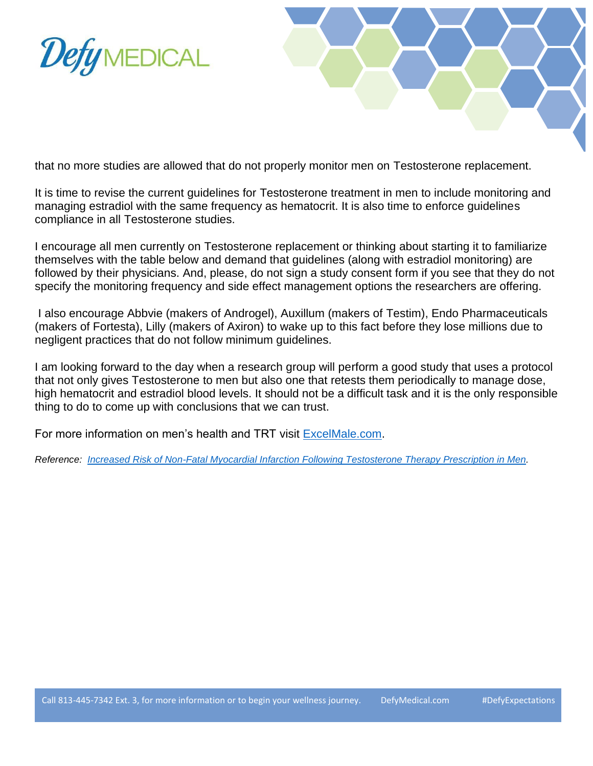that no more studies are allowed that do not properly monitor men on Testosterone replacement.

It is time to revise the current guidelines for Testosterone treatment in men to include monitoring and managing estradiol with the same frequency as hematocrit. It is also time to enforce guidelines compliance in all Testosterone studies.

I encourage all men currently on Testosterone replacement or thinking about starting it to familiarize themselves with the table below and demand that guidelines (along with estradiol monitoring) are followed by their physicians. And, please, do not sign a study consent form if you see that they do not specify the monitoring frequency and side effect management options the researchers are offering.

I also encourage Abbvie (makers of Androgel), Auxillum (makers of Testim), Endo Pharmaceuticals (makers of Fortesta), Lilly (makers of Axiron) to wake up to this fact before they lose millions due to negligent practices that do not follow minimum guidelines.

I am looking forward to the day when a research group will perform a good study that uses a protocol that not only gives Testosterone to men but also one that retests them periodically to manage dose, high hematocrit and estradiol blood levels. It should not be a difficult task and it is the only responsible thing to do to come up with conclusions that we can trust.

For more information on men's health and TRT visit [ExcelMale.com](ExcelMale.com).

*Reference: [Increased Risk of Non-Fatal Myocardial Infarction Following Testosterone Therapy Prescription in Men](Increased Risk of Non-Fatal Myocardial Infarction Following Testosterone Therapy Prescription in Men).*